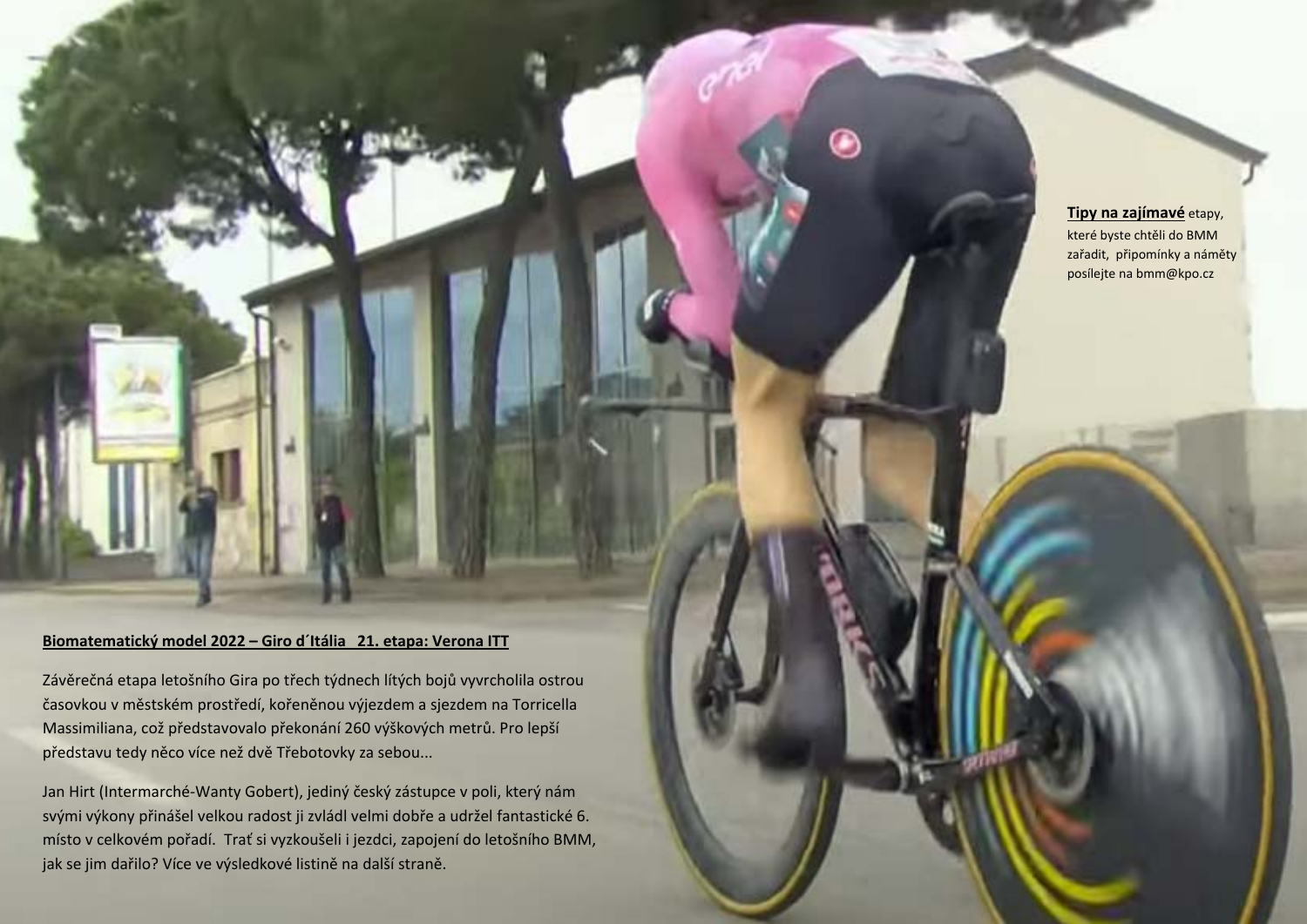**Tipy na zajímavé** etapy, které byste chtěli do BMM zařadit, připomínky a náměty posílejte na bmm@kpo.cz

## Biomatematický model 2022 – Giro d´Itália 21. etapa: Verona ITT

Závěrečná etapa letošního Gira po třech týdnech lítých bojů vyvrcholila ostrou časovkou v městském prostředí, kořeněnou výjezdem a sjezdem na Torricella Massimiliana, což představovalo překonání 260 výškových metrů. Pro lepší představu tedy něco více než dvě Třebotovky za sebou...

Jan Hirt (Intermarché-Wanty Gobert), jediný český zástupce v poli, který nám svými výkony přinášel velkou radost ji zvládl velmi dobře a udržel fantastické 6. místo v celkovém pořadí. Trať si vyzkoušeli i jezdci, zapojení do letošního BMM, jak se jim dařilo? Více ve výsledkové listině na další straně.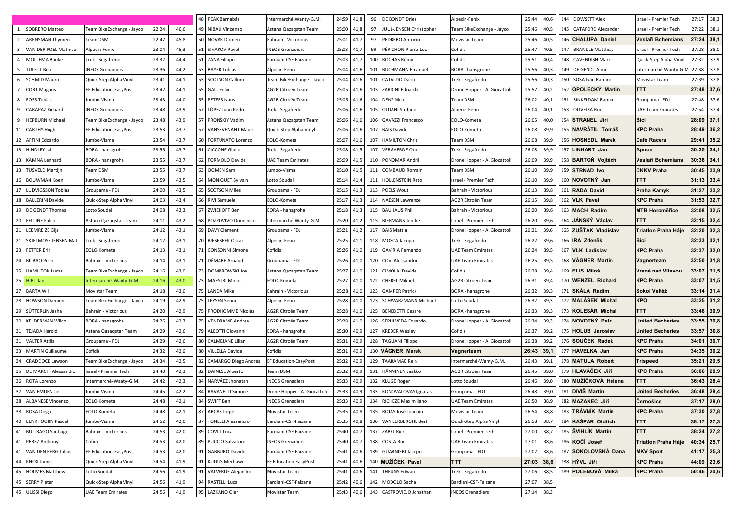| | | | | |
|---|---|---|---|---|
| 1 | SOBRERO Matteo | Team BikeExchange - Jayco | 22:24 | 46,6 |
| 2 | ARENSMAN Thymen | Team DSM | 22:47 | 45,8 |
| 3 | VAN DER POEL Mathieu | Alpecin-Fenix | 23:04 | 45,3 |
| 4 | MOLLEMA Bauke | Trek - Segafredo | 23:32 | 44,4 |
| 5 | TULETT Ben | INEOS Grenadiers | 23:36 | 44,2 |
| 6 | SCHMID Mauro | Quick-Step Alpha Vinyl | 23:41 | 44,1 |
| 7 | CORT Magnus | EF Education-EasyPost | 23:42 | 44,1 |
| 8 | FOSS Tobias | Jumbo-Visma | 23:43 | 44,0 |
| 9 | CARAPAZ Richard | INEOS Grenadiers | 23:48 | 43,9 |
| 9 | HEPBURN Michael | Team BikeExchange - Jayco | 23:48 | 43,9 |
| 11 | CARTHY Hugh | EF Education-EasyPost | 23:53 | 43,7 |
| 12 | AFFINI Edoardo | Jumbo-Visma | 23:54 | 43,7 |
| 13 | HINDLEY Jai | BORA - hansgrohe | 23:55 | 43,7 |
| 13 | KÄMNA Lennard | BORA - hansgrohe | 23:55 | 43,7 |
| 13 | TUSVELD Martijn | Team DSM | 23:55 | 43,7 |
| 16 | BOUWMAN Koen | Jumbo-Visma | 23:59 | 43,5 |
| 17 | LUDVIGSSON Tobias | Groupama - FDJ | 24:00 | 43,5 |
| 18 | BALLERINI Davide | Quick-Step Alpha Vinyl | 24:03 | 43,4 |
| 19 | DE GENDT Thomas | Lotto Soudal | 24:08 | 43,3 |
| 20 | FELLINE Fabio | Astana Qazaqstan Team | 24:11 | 43,2 |
| 21 | LEEMREIZE Gijs | Jumbo-Visma | 24:12 | 43,1 |
| 21 | SKJELMOSE JENSEN Mat | Trek - Segafredo | 24:12 | 43,1 |
| 23 | FETTER Erik | EOLO-Kometa | 24:13 | 43,1 |
| 24 | BILBAO Pello | Bahrain - Victorious | 24:14 | 43,1 |
| 25 | HAMILTON Lucas | Team BikeExchange - Jayco | 24:16 | 43,0 |
| 25 | HIRT Jan | Intermarché-Wanty-G.M. | 24:16 | 43,0 |
| 27 | BARTA Will | Movistar Team | 24:18 | 43,0 |
| 28 | HOWSON Damien | Team BikeExchange - Jayco | 24:19 | 42,9 |
| 29 | SÜTTERLIN Jasha | Bahrain - Victorious | 24:20 | 42,9 |
| 30 | KELDERMAN Wilco | BORA - hansgrohe | 24:26 | 42,7 |
| 31 | TEJADA Harold | Astana Qazaqstan Team | 24:29 | 42,6 |
| 31 | VALTER Attila | Groupama - FDJ | 24:29 | 42,6 |
| 33 | MARTIN Guillaume | Cofidis | 24:32 | 42,6 |
| 34 | CRADDOCK Lawson | Team BikeExchange - Jayco | 24:34 | 42,5 |
| 35 | DE MARCHI Alessandro | Israel - Premier Tech | 24:40 | 42,3 |
| 36 | ROTA Lorenzo | Intermarché-Wanty-G.M. | 24:42 | 42,3 |
| 37 | VAN EMDEN Jos | Jumbo-Visma | 24:45 | 42,2 |
| 38 | ALBANESE Vincenzo | EOLO-Kometa | 24:48 | 42,1 |
| 38 | ROSA Diego | EOLO-Kometa | 24:48 | 42,1 |
| 40 | EENKHOORN Pascal | Jumbo-Visma | 24:52 | 42,0 |
| 41 | BUITRAGO Santiago | Bahrain - Victorious | 24:53 | 42,0 |
| 41 | PEREZ Anthony | Cofidis | 24:53 | 42,0 |
| 41 | VAN DEN BERG Julius | EF Education-EasyPost | 24:53 | 42,0 |
| 44 | KNOX James | Quick-Step Alpha Vinyl | 24:54 | 41,9 |
| 45 | HOLMES Matthew | Lotto Soudal | 24:56 | 41,9 |
| 45 | SERRY Pieter | Quick-Step Alpha Vinyl | 24:56 | 41,9 |
| 45 | ULISSI Diego | UAE Team Emirates | 24:56 | 41,9 |
| 48 | PEÁK Barnabás | Intermarché-Wanty-G.M. | 24:59 | 41,8 |
| 49 | NIBALI Vincenzo | Astana Qazaqstan Team | 25:00 | 41,8 |
| 50 | NOVAK Domen | Bahrain - Victorious | 25:01 | 41,7 |
| 51 | SIVAKOV Pavel | INEOS Grenadiers | 25:03 | 41,7 |
| 51 | ZANA Filippo | Bardiani-CSF-Faizane | 25:03 | 41,7 |
| 53 | BAYER Tobias | Alpecin-Fenix | 25:04 | 41,6 |
| 53 | SCOTSON Callum | Team BikeExchange - Jayco | 25:04 | 41,6 |
| 55 | GALL Felix | AG2R Citroën Team | 25:05 | 41,6 |
| 55 | PETERS Nans | AG2R Citroën Team | 25:05 | 41,6 |
| 57 | LÓPEZ Juan Pedro | Trek - Segafredo | 25:06 | 41,6 |
| 57 | PRONSKIY Vadim | Astana Qazaqstan Team | 25:06 | 41,6 |
| 57 | VANSEVENANT Mauri | Quick-Step Alpha Vinyl | 25:06 | 41,6 |
| 60 | FORTUNATO Lorenzo | EOLO-Kometa | 25:07 | 41,6 |
| 61 | CICCONE Giulio | Trek - Segafredo | 25:08 | 41,5 |
| 62 | FORMOLO Davide | UAE Team Emirates | 25:09 | 41,5 |
| 63 | OOMEN Sam | Jumbo-Visma | 25:10 | 41,5 |
| 64 | MONIQUET Sylvain | Lotto Soudal | 25:14 | 41,4 |
| 65 | SCOTSON Miles | Groupama - FDJ | 25:15 | 41,3 |
| 66 | RIVI Samuele | EOLO-Kometa | 25:17 | 41,3 |
| 67 | ZWIEHOFF Ben | BORA - hansgrohe | 25:18 | 41,3 |
| 68 | POZZOVIVO Domenico | Intermarché-Wanty-G.M. | 25:20 | 41,2 |
| 69 | DAVY Clément | Groupama - FDJ | 25:21 | 41,2 |
| 70 | RIESEBEEK Oscar | Alpecin-Fenix | 25:25 | 41,1 |
| 71 | CONSONNI Simone | Cofidis | 25:26 | 41,0 |
| 71 | DÉMARE Arnaud | Groupama - FDJ | 25:26 | 41,0 |
| 73 | DOMBROWSKI Joe | Astana Qazaqstan Team | 25:27 | 41,0 |
| 73 | MAESTRI Mirco | EOLO-Kometa | 25:27 | 41,0 |
| 75 | LANDA Mikel | Bahrain - Victorious | 25:28 | 41,0 |
| 75 | LEYSEN Senne | Alpecin-Fenix | 25:28 | 41,0 |
| 75 | PRODHOMME Nicolas | AG2R Citroën Team | 25:28 | 41,0 |
| 75 | VENDRAME Andrea | AG2R Citroën Team | 25:28 | 41,0 |
| 79 | ALEOTTI Giovanni | BORA - hansgrohe | 25:30 | 40,9 |
| 80 | CALMEJANE Lilian | AG2R Citroën Team | 25:31 | 40,9 |
| 80 | VILLELLA Davide | Cofidis | 25:31 | 40,9 |
| 82 | CAMARGO Diego Andrés | EF Education-EasyPost | 25:32 | 40,9 |
| 82 | DAINESE Alberto | Team DSM | 25:32 | 40,9 |
| 84 | NARVÁEZ Jhonatan | INEOS Grenadiers | 25:33 | 40,9 |
| 84 | RAVANELLI Simone | Drone Hopper - A. Giocattoli | 25:33 | 40,9 |
| 84 | SWIFT Ben | INEOS Grenadiers | 25:33 | 40,9 |
| 87 | ARCAS Jorge | Movistar Team | 25:35 | 40,8 |
| 87 | TONELLI Alessandro | Bardiani-CSF-Faizane | 25:35 | 40,8 |
| 89 | COVILI Luca | Bardiani-CSF-Faizane | 25:40 | 40,7 |
| 89 | PUCCIO Salvatore | INEOS Grenadiers | 25:40 | 40,7 |
| 91 | GABBURO Davide | Bardiani-CSF-Faizane | 25:41 | 40,6 |
| 91 | KUDUS Merhawi | EF Education-EasyPost | 25:41 | 40,6 |
| 91 | VALVERDE Alejandro | Movistar Team | 25:41 | 40,6 |
| 94 | RASTELLI Luca | Bardiani-CSF-Faizane | 25:42 | 40,6 |
| 95 | LAZKANO Oier | Movistar Team | 25:43 | 40,6 |
| 96 | DE BONDT Dries | Alpecin-Fenix | 25:44 | 40,6 |
| 97 | JUUL-JENSEN Christopher | Team BikeExchange - Jayco | 25:46 | 40,5 |
| 97 | PEDRERO Antonio | Movistar Team | 25:46 | 40,5 |
| 99 | PÉRICHON Pierre-Luc | Cofidis | 25:47 | 40,5 |
| 100 | ROCHAS Rémy | Cofidis | 25:51 | 40,4 |
| 101 | BUCHMANN Emanuel | BORA - hansgrohe | 25:56 | 40,3 |
| 101 | CATALDO Dario | Trek - Segafredo | 25:56 | 40,3 |
| 103 | ZARDINI Edoardo | Drone Hopper - A. Giocattoli | 25:57 | 40,2 |
| 104 | DENZ Nico | Team DSM | 26:02 | 40,1 |
| 105 | OLDANI Stefano | Alpecin-Fenix | 26:04 | 40,1 |
| 106 | GAVAZZI Francesco | EOLO-Kometa | 26:05 | 40,0 |
| 107 | BAIS Davide | EOLO-Kometa | 26:08 | 39,9 |
| 107 | HAMILTON Chris | Team DSM | 26:08 | 39,9 |
| 107 | VERGAERDE Otto | Trek - Segafredo | 26:08 | 39,9 |
| 110 | PONOMAR Andrii | Drone Hopper - A. Giocattoli | 26:09 | 39,9 |
| 111 | COMBAUD Romain | Team DSM | 26:10 | 39,9 |
| 111 | HOLLENSTEIN Reto | Israel - Premier Tech | 26:10 | 39,9 |
| 113 | POELS Wout | Bahrain - Victorious | 26:13 | 39,8 |
| 114 | NAESEN Lawrence | AG2R Citroën Team | 26:15 | 39,8 |
| 115 | BAUHAUS Phil | Bahrain - Victorious | 26:20 | 39,6 |
| 115 | BIERMANS Jenthe | Israel - Premier Tech | 26:20 | 39,6 |
| 117 | BAIS Mattia | Drone Hopper - A. Giocattoli | 26:21 | 39,6 |
| 118 | MOSCA Jacopo | Trek - Segafredo | 26:22 | 39,6 |
| 119 | GAVIRIA Fernando | UAE Team Emirates | 26:24 | 39,5 |
| 120 | COVI Alessandro | UAE Team Emirates | 26:25 | 39,5 |
| 121 | CIMOLAI Davide | Cofidis | 26:28 | 39,4 |
| 122 | CHEREL Mikaël | AG2R Citroën Team | 26:31 | 39,4 |
| 123 | GAMPER Patrick | BORA - hansgrohe | 26:32 | 39,3 |
| 123 | SCHWARZMANN Michael | Lotto Soudal | 26:32 | 39,3 |
| 125 | BENEDETTI Cesare | BORA - hansgrohe | 26:33 | 39,3 |
| 126 | SEPÚLVEDA Eduardo | Drone Hopper - A. Giocattoli | 26:34 | 39,3 |
| 127 | KREDER Wesley | Cofidis | 26:37 | 39,2 |
| 128 | TAGLIANI Filippo | Drone Hopper - A. Giocattoli | 26:38 | 39,2 |
| 130 | **VÁGNER Marek** | **Vagnerteam** | **26:43** | **39,1** |
| 129 | TAARAMÄE Rein | Intermarché-Wanty-G.M. | 26:43 | 39,1 |
| 131 | HÄNNINEN Jaakko | AG2R Citroën Team | 26:45 | 39,0 |
| 132 | KLUGE Roger | Lotto Soudal | 26:46 | 39,0 |
| 133 | KONOVALOVAS Ignatas | Groupama - FDJ | 26:48 | 39,0 |
| 134 | RICHEZE Maximiliano | UAE Team Emirates | 26:50 | 38,9 |
| 135 | ROJAS José Joaquín | Movistar Team | 26:54 | 38,8 |
| 136 | VAN LERBERGHE Bert | Quick-Step Alpha Vinyl | 26:58 | 38,7 |
| 137 | ZABEL Rick | Israel - Premier Tech | 27:00 | 38,7 |
| 138 | COSTA Rui | UAE Team Emirates | 27:01 | 38,6 |
| 139 | GUARNIERI Jacopo | Groupama - FDJ | 27:02 | 38,6 |
| 140 | **MUŽÍČEK Pavel** | **TTT** | **27:03** | **38,6** |
| 141 | THEUNS Edward | Trek - Segafredo | 27:06 | 38,5 |
| 142 | MODOLO Sacha | Bardiani-CSF-Faizane | 27:07 | 38,5 |
| 143 | CASTROVIEJO Jonathan | INEOS Grenadiers | 27:14 | 38,3 |
| 144 | DOWSETT Alex | Israel - Premier Tech | 27:17 | 38,3 |
| 145 | CATAFORD Alexander | Israel - Premier Tech | 27:22 | 38,1 |
| 146 | **CHALUPA Daniel** | **Veslaři Bohemians** | **27:24** | **38,1** |
| 147 | BRÄNDLE Matthias | Israel - Premier Tech | 27:28 | 38,0 |
| 148 | CAVENDISH Mark | Quick-Step Alpha Vinyl | 27:32 | 37,9 |
| 149 | DE GENDT Aimé | Intermarché-Wanty-G.M | 27:38 | 37,8 |
| 150 | SOSA Iván Ramiro | Movistar Team | 27:39 | 37,8 |
| 152 | **OPOLECKÝ Martin** | **TTT** | **27:48** | **37,6** |
| 151 | SINKELDAM Ramon | Groupama - FDJ | 27:48 | 37,6 |
| 153 | OLIVEIRA Rui | UAE Team Emirates | 27:54 | 37,4 |
| 154 | **STRANEL Jiri** | **Bici** | **28:09** | **37,1** |
| 155 | **NAVRÁTIL Tomáš** | **KPC Praha** | **28:49** | **36,2** |
| 156 | **HOSNEDL Marek** | **Café Racers** | **29:41** | **35,2** |
| 157 | **LINHART Jan** | **Apnoe** | **30:35** | **34,1** |
| 158 | **BARTOŇ Vojtěch** | **Veslaři Bohemians** | **30:36** | **34,1** |
| 159 | **STRNAD Ivo** | **CKKV Praha** | **30:45** | **33,9** |
| 160 | **NOVOTNÝ Jan** | **TTT** | **31:13** | **33,4** |
| 161 | **RADA David** | **Praha Kamyk** | **31:27** | **33,2** |
| 162 | **VLK Pavel** | **KPC Praha** | **31:53** | **32,7** |
| 163 | **MACH Radim** | **MTB Horoměřice** | **32:08** | **32,5** |
| 164 | **JÁNSKÝ Václav** | **TTT** | **32:15** | **32,4** |
| 165 | **ZUŠŤÁK Vladislav** | **Triatlon Praha Háje** | **32:20** | **32,3** |
| 166 | **IRA Zdeněk** | **Bici** | **32:33** | **32,1** |
| 167 | **VLK Ladislav** | **KPC Praha** | **32:37** | **32,0** |
| 168 | **VÁGNER Martin** | **Vagnerteam** | **32:50** | **31,8** |
| 169 | **ELIS Miloš** | **Vrané nad Vltavou** | **33:07** | **31,5** |
| 170 | **WENZEL Richard** | **KPC Praha** | **33:07** | **31,5** |
| 171 | **SKÁLA Radim** | **Sokol Veltěž** | **33:14** | **31,4** |
| 172 | **MALÁŠEK Michal** | **KPO** | **33:25** | **31,2** |
| 173 | **KOLESÁR Michal** | **TTT** | **33:46** | **30,9** |
| 174 | **NOVOTNÝ Petr** | **United Becheries** | **33:55** | **30,8** |
| 175 | **HOLUB Jaroslav** | **United Becheries** | **33:57** | **30,8** |
| 176 | **SOUČEK Radek** | **KPC Praha** | **34:01** | **30,7** |
| 177 | **HAVELKA Jan** | **KPC Praha** | **34:35** | **30,2** |
| 178 | **MATULA Robert** | **Trispeed** | **35:21** | **29,5** |
| 179 | **HLAVÁČEK Jiří** | **KPC Praha** | **36:06** | **28,9** |
| 180 | **MUŽÍČKOVÁ Helena** | **TTT** | **36:43** | **28,4** |
| 181 | **DIVIŠ Martin** | **United Becheries** | **36:48** | **28,4** |
| 182 | **MAZANEC Jiří** | **Černošice** | **37:17** | **28,0** |
| 183 | **TRÁVNÍK Martin** | **KPC Praha** | **37:30** | **27,8** |
| 184 | **KAŠPAR Oldřich** | **TTT** | **38:17** | **27,3** |
| 185 | **ŠVIHLÍK Martin** | **TTT** | **38:24** | **27,2** |
| 186 | **KOČÍ Josef** | **Triatlon Praha Háje** | **40:34** | **25,7** |
| 187 | **SOKOLOVSKÁ Dana** | **MKV Sport** | **41:17** | **25,3** |
| 188 | **HÝVL Jiří** | **KPC Praha** | **44:09** | **23,6** |
| 189 | **POLENOVÁ Mirka** | **KPC Praha** | **50:46** | **20,6** |